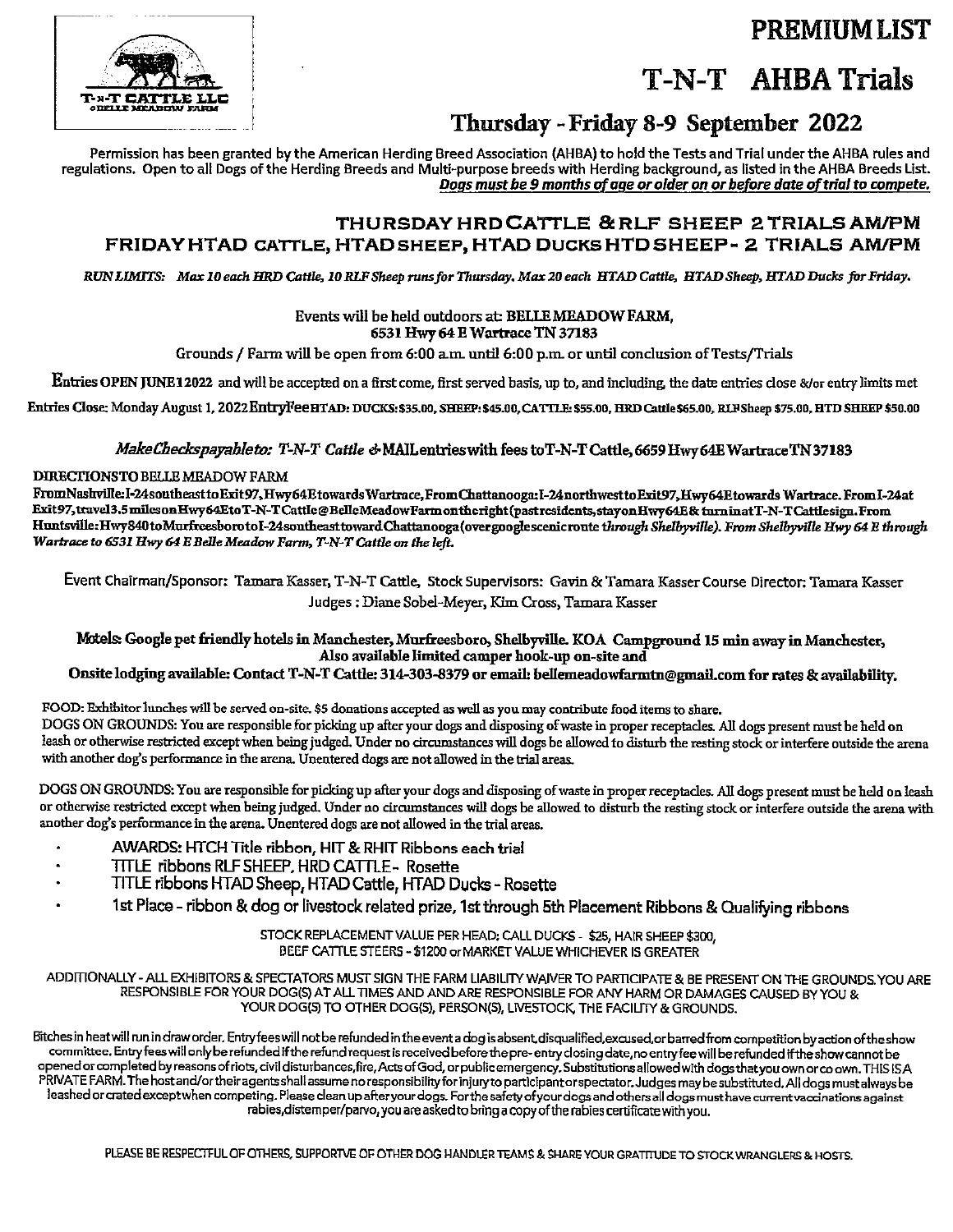# PREMIUM LIST

# T-N-T AHBA Trials

## Thursday - Friday 8-9 September 2022

Permission has been granted by the American Herding Breed Association (AHBA) to hold the Tests and Trial under the AHBA rules and regulations. Open to all Dogs of the Herding Breeds and Multi-purpose breeds with Herding background, as listed in the AHBA Breeds List. ***Dogs must be 9 months of age or older on or before date of trial to compete.***

### THURSDAY HRD CATTLE & RLF SHEEP 2 TRIALS AM/PM
### FRIDAY HTAD CATTLE, HTAD SHEEP, HTAD DUCKS HTD SHEEP - 2 TRIALS AM/PM

*RUN LIMITS: Max 10 each HRD Cattle, 10 RLF Sheep runs for Thursday. Max 20 each HTAD Cattle, HTAD Sheep, HTAD Ducks for Friday.*

Events will be held outdoors at: **BELLE MEADOW FARM, 6531 Hwy 64 E Wartrace TN 37183**

Grounds / Farm will be open from 6:00 a.m. until 6:00 p.m. or until conclusion of Tests/Trials

**Entries OPEN JUNE 1 2022** and will be accepted on a first come, first served basis, up to, and including, the date entries close &/or entry limits met

**Entries Close: Monday August 1, 2022 Entry Fee HTAD: DUCKS: $35.00, SHEEP: $45.00, CATTLE: $55.00, HRD Cattle $65.00, RLF Sheep $75.00, HTD SHEEP $50.00**

*Make Checks payable to: T-N-T Cattle* & MAIL entries with fees to T-N-T Cattle, 6659 Hwy 64E Wartrace TN 37183

**DIRECTIONS TO BELLE MEADOW FARM**

**From Nashville: I-24 southeast to Exit 97, Hwy 64E towards Wartrace, From Chattanooga: I-24 northwest to Exit 97, Hwy 64E towards Wartrace. From I-24 at Exit 97, travel 3.5 miles on Hwy 64E to T-N-T Cattle @ Belle Meadow Farm on the right (past residents, stay on Hwy 64E & turn in at T-N-T Cattle sign. From Huntsville: Hwy 840 to Murfreesboro to I-24 southeast toward Chattanooga (over google scenic route *through Shelbyville). From Shelbyville Hwy 64 E through Wartrace to 6531 Hwy 64 E Belle Meadow Farm, T-N-T Cattle on the left.***

Event Chairman/Sponsor: Tamara Kasser, T-N-T Cattle, Stock Supervisors: Gavin & Tamara Kasser Course Director: Tamara Kasser
Judges : Diane Sobel-Meyer, Kim Cross, Tamara Kasser

**Motels: Google pet friendly hotels in Manchester, Murfreesboro, Shelbyville. KOA Campground 15 min away in Manchester, Also available limited camper hook-up on-site and**
**Onsite lodging available: Contact T-N-T Cattle: 314-303-8379 or email: bellemeadowfarmtn@gmail.com for rates & availability.**

FOOD: Exhibitor lunches will be served on-site. $5 donations accepted as well as you may contribute food items to share.
DOGS ON GROUNDS: You are responsible for picking up after your dogs and disposing of waste in proper receptacles. All dogs present must be held on leash or otherwise restricted except when being judged. Under no circumstances will dogs be allowed to disturb the resting stock or interfere outside the arena with another dog's performance in the arena. Unentered dogs are not allowed in the trial areas.

DOGS ON GROUNDS: You are responsible for picking up after your dogs and disposing of waste in proper receptacles. All dogs present must be held on leash or otherwise restricted except when being judged. Under no circumstances will dogs be allowed to disturb the resting stock or interfere outside the arena with another dog's performance in the arena. Unentered dogs are not allowed in the trial areas.

- AWARDS: HTCH Title ribbon, HIT & RHIT Ribbons each trial
- TITLE ribbons RLF SHEEP, HRD CATTLE - Rosette
- TITLE ribbons HTAD Sheep, HTAD Cattle, HTAD Ducks - Rosette
- 1st Place - ribbon & dog or livestock related prize, 1st through 5th Placement Ribbons & Qualifying ribbons

STOCK REPLACEMENT VALUE PER HEAD: CALL DUCKS - $25, HAIR SHEEP $300,
BEEF CATTLE STEERS - $1200 or MARKET VALUE WHICHEVER IS GREATER

ADDITIONALLY - ALL EXHIBITORS & SPECTATORS MUST SIGN THE FARM LIABILITY WAIVER TO PARTICIPATE & BE PRESENT ON THE GROUNDS. YOU ARE RESPONSIBLE FOR YOUR DOG(S) AT ALL TIMES AND ARE RESPONSIBLE FOR ANY HARM OR DAMAGES CAUSED BY YOU & YOUR DOG(S) TO OTHER DOG(S), PERSON(S), LIVESTOCK, THE FACILITY & GROUNDS.

Bitches in heat will run in draw order. Entry fees will not be refunded in the event a dog is absent, disqualified, excused, or barred from competition by action of the show committee. Entry fees will only be refunded if the refund request is received before the pre-entry closing date, no entry fee will be refunded if the show cannot be opened or completed by reasons of riots, civil disturbances, fire, Acts of God, or public emergency. Substitutions allowed with dogs that you own or co own. THIS IS A PRIVATE FARM. The host and/or their agents shall assume no responsibility for injury to participant or spectator. Judges may be substituted. All dogs must always be leashed or crated except when competing. Please clean up after your dogs. For the safety of your dogs and others all dogs must have current vaccinations against rabies, distemper/parvo, you are asked to bring a copy of the rabies certificate with you.

PLEASE BE RESPECTFUL OF OTHERS, SUPPORTVE OF OTHER DOG HANDLER TEAMS & SHARE YOUR GRATITUDE TO STOCK WRANGLERS & HOSTS.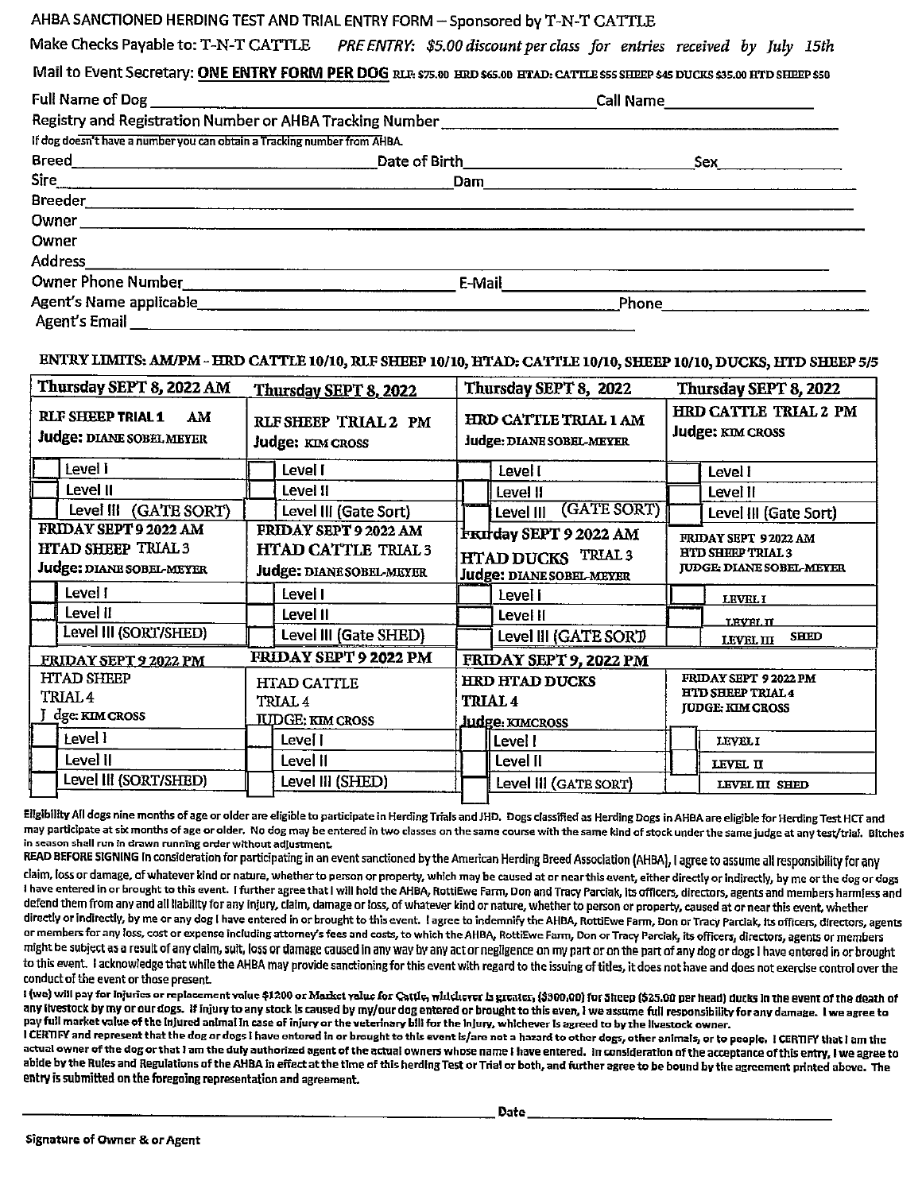# AHBA SANCTIONED HERDING TEST AND TRIAL ENTRY FORM – Sponsored by T-N-T CATTLE

Make Checks Payable to: T-N-T CATTLE *PRE ENTRY: $5.00 discount per class for entries received by July 15th*

Mail to Event Secretary: **ONE ENTRY FORM PER DOG** RLF: $75.00 HRD $65.00 HTAD: CATTLE $55 SHEEP $45 DUCKS $35.00 HTD SHEEP $50

Full Name of Dog ______________________________ Call Name ______________

Registry and Registration Number or AHBA Tracking Number ______________________________

If dog doesn't have a number you can obtain a Tracking number from AHBA.

Breed ______________________ Date of Birth ______________________ Sex ______________

Sire ______________________ Dam ______________________

Breeder ______________________________

Owner ______________________________

Owner

Address ______________________________

Owner Phone Number ______________________ E-Mail ______________________

Agent's Name applicable ______________________ Phone ______________

Agent's Email ______________________________

ENTRY LIMITS: AM/PM - HRD CATTLE 10/10, RLF SHEEP 10/10, HTAD: CATTLE 10/10, SHEEP 10/10, DUCKS, HTD SHEEP 5/5

| Thursday SEPT 8, 2022 AM | Thursday SEPT 8, 2022 | Thursday SEPT 8, 2022 | Thursday SEPT 8, 2022 |
|---|---|---|---|
| RLF SHEEP TRIAL 1 AM<br>Judge: DIANE SOBEL MEYER | RLF SHEEP TRIAL 2 PM<br>Judge: KIM CROSS | HRD CATTLE TRIAL 1 AM<br>Judge: DIANE SOBEL-MEYER | HRD CATTLE TRIAL 2 PM<br>Judge: KIM CROSS |
| ☐ Level I | ☐ Level I | ☐ Level I | ☐ Level I |
| ☐ Level II | ☐ Level II | ☐ Level II | ☐ Level II |
| ☐ Level III (GATE SORT) | ☐ Level III (Gate Sort) | ☐ Level III (GATE SORT) | ☐ Level III (Gate Sort) |
| FRIDAY SEPT 9 2022 AM<br>HTAD SHEEP TRIAL 3<br>Judge: DIANE SOBEL-MEYER | FRIDAY SEPT 9 2022 AM<br>HTAD CATTLE TRIAL 3<br>Judge: DIANE SOBEL-MEYER | Friday SEPT 9 2022 AM<br>HTAD DUCKS TRIAL 3<br>Judge: DIANE SOBEL-MEYER | FRIDAY SEPT 9 2022 AM<br>HTD SHEEP TRIAL 3<br>JUDGE: DIANE SOBEL-MEYER |
| ☐ Level I | ☐ Level I | ☐ Level I | ☐ LEVEL I |
| ☐ Level II | ☐ Level II | ☐ Level II | ☐ LEVEL II |
| ☐ Level III (SORT/SHED) | ☐ Level III (Gate SHED) | ☐ Level III (GATE SORT) | ☐ LEVEL III SHED |
| FRIDAY SEPT 9 2022 PM<br>HTAD SHEEP<br>TRIAL 4<br>Judge: KIM CROSS | FRIDAY SEPT 9 2022 PM<br>HTAD CATTLE<br>TRIAL 4<br>JUDGE: KIM CROSS | FRIDAY SEPT 9, 2022 PM<br>HRD HTAD DUCKS<br>TRIAL 4<br>Judge: KIMCROSS | FRIDAY SEPT 9 2022 PM<br>HTD SHEEP TRIAL 4<br>JUDGE: KIM CROSS |
| ☐ Level I | ☐ Level I | ☐ Level I | ☐ LEVEL I |
| ☐ Level II | ☐ Level II | ☐ Level II | ☐ LEVEL II |
| ☐ Level III (SORT/SHED) | ☐ Level III (SHED) | ☐ Level III (GATE SORT) | ☐ LEVEL III SHED |

**Eligibility** All dogs nine months of age or older are eligible to participate in Herding Trials and JHD. Dogs classified as Herding Dogs in AHBA are eligible for Herding Test HCT and may participate at six months of age or older. No dog may be entered in two classes on the same course with the same kind of stock under the same judge at any test/trial. Bitches in season shall run in drawn running order without adjustment.

**READ BEFORE SIGNING** In consideration for participating in an event sanctioned by the American Herding Breed Association (AHBA), I agree to assume all responsibility for any claim, loss or damage, of whatever kind or nature, whether to person or property, which may be caused at or near this event, either directly or indirectly, by me or the dog or dogs I have entered in or brought to this event. I further agree that I will hold the AHBA, RottiEwe Farm, Don and Tracy Parciak, its officers, directors, agents and members harmless and defend them from any and all liability for any injury, claim, damage or loss, of whatever kind or nature, whether to person or property, caused at or near this event, whether directly or indirectly, by me or any dog I have entered in or brought to this event. I agree to indemnify the AHBA, RottiEwe Farm, Don or Tracy Parciak, its officers, directors, agents or members for any loss, cost or expense including attorney's fees and costs, to which the AHBA, RottiEwe Farm, Don or Tracy Parciak, its officers, directors, agents or members might be subject as a result of any claim, suit, loss or damage caused in any way by any act or negligence on my part or on the part of any dog or dogs I have entered in or brought to this event. I acknowledge that while the AHBA may provide sanctioning for this event with regard to the issuing of titles, it does not have and does not exercise control over the conduct of the event or those present.

I (we) will pay for injuries or replacement value $1200 or Market value for Cattle, whichever is greater, ($300.00) for Sheep ($25.00 per head) ducks in the event of the death of any livestock by my or our dogs. If injury to any stock is caused by my/our dog entered or brought to this even, I we assume full responsibility for any damage. I we agree to pay full market value of the injured animal in case of injury or the veterinary bill for the injury, whichever is agreed to by the livestock owner.

I CERTIFY and represent that the dog or dogs I have entered in or brought to this event is/are not a hazard to other dogs, other animals, or to people. I CERTIFY that I am the actual owner of the dog or that I am the duly authorized agent of the actual owners whose name I have entered. In consideration of the acceptance of this entry, I we agree to abide by the Rules and Regulations of the AHBA in effect at the time of this herding Test or Trial or both, and further agree to be bound by the agreement printed above. The entry is submitted on the foregoing representation and agreement.

______________________________ Date ______________

Signature of Owner & or Agent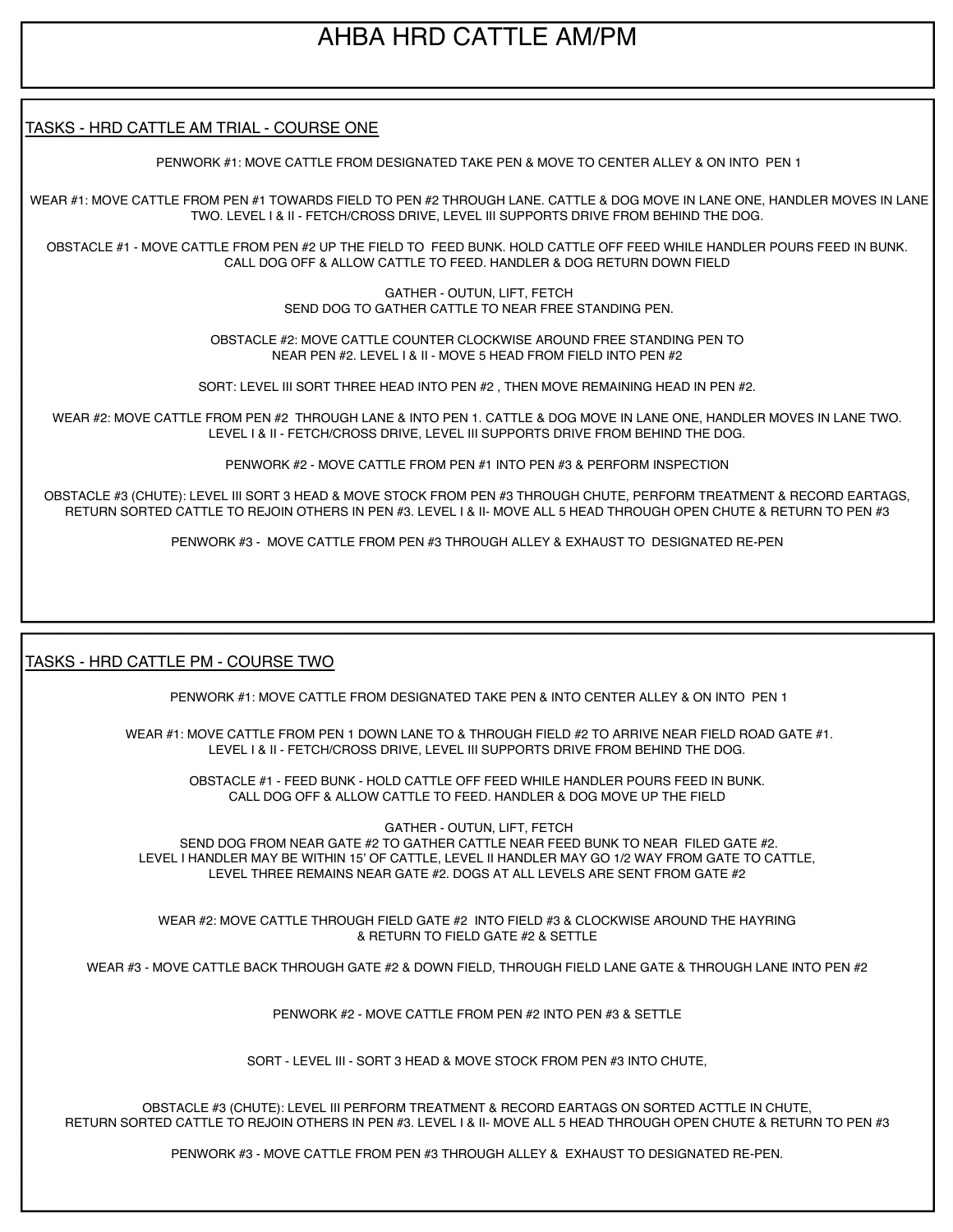# AHBA HRD CATTLE AM/PM

## TASKS - HRD CATTLE AM TRIAL - COURSE ONE

PENWORK #1: MOVE CATTLE FROM DESIGNATED TAKE PEN & MOVE TO CENTER ALLEY & ON INTO PEN 1

WEAR #1: MOVE CATTLE FROM PEN #1 TOWARDS FIELD TO PEN #2 THROUGH LANE. CATTLE & DOG MOVE IN LANE ONE, HANDLER MOVES IN LANE TWO. LEVEL I & II - FETCH/CROSS DRIVE, LEVEL III SUPPORTS DRIVE FROM BEHIND THE DOG.

OBSTACLE #1 - MOVE CATTLE FROM PEN #2 UP THE FIELD TO FEED BUNK. HOLD CATTLE OFF FEED WHILE HANDLER POURS FEED IN BUNK. CALL DOG OFF & ALLOW CATTLE TO FEED. HANDLER & DOG RETURN DOWN FIELD

GATHER - OUTUN, LIFT, FETCH
SEND DOG TO GATHER CATTLE TO NEAR FREE STANDING PEN.

OBSTACLE #2: MOVE CATTLE COUNTER CLOCKWISE AROUND FREE STANDING PEN TO NEAR PEN #2. LEVEL I & II - MOVE 5 HEAD FROM FIELD INTO PEN #2

SORT: LEVEL III SORT THREE HEAD INTO PEN #2 , THEN MOVE REMAINING HEAD IN PEN #2.

WEAR #2: MOVE CATTLE FROM PEN #2 THROUGH LANE & INTO PEN 1. CATTLE & DOG MOVE IN LANE ONE, HANDLER MOVES IN LANE TWO. LEVEL I & II - FETCH/CROSS DRIVE, LEVEL III SUPPORTS DRIVE FROM BEHIND THE DOG.

PENWORK #2 - MOVE CATTLE FROM PEN #1 INTO PEN #3 & PERFORM INSPECTION

OBSTACLE #3 (CHUTE): LEVEL III SORT 3 HEAD & MOVE STOCK FROM PEN #3 THROUGH CHUTE, PERFORM TREATMENT & RECORD EARTAGS, RETURN SORTED CATTLE TO REJOIN OTHERS IN PEN #3. LEVEL I & II- MOVE ALL 5 HEAD THROUGH OPEN CHUTE & RETURN TO PEN #3

PENWORK #3 - MOVE CATTLE FROM PEN #3 THROUGH ALLEY & EXHAUST TO DESIGNATED RE-PEN

## TASKS - HRD CATTLE PM - COURSE TWO

PENWORK #1: MOVE CATTLE FROM DESIGNATED TAKE PEN & INTO CENTER ALLEY & ON INTO PEN 1

WEAR #1: MOVE CATTLE FROM PEN 1 DOWN LANE TO & THROUGH FIELD #2 TO ARRIVE NEAR FIELD ROAD GATE #1. LEVEL I & II - FETCH/CROSS DRIVE, LEVEL III SUPPORTS DRIVE FROM BEHIND THE DOG.

OBSTACLE #1 - FEED BUNK - HOLD CATTLE OFF FEED WHILE HANDLER POURS FEED IN BUNK. CALL DOG OFF & ALLOW CATTLE TO FEED. HANDLER & DOG MOVE UP THE FIELD

GATHER - OUTUN, LIFT, FETCH
SEND DOG FROM NEAR GATE #2 TO GATHER CATTLE NEAR FEED BUNK TO NEAR FILED GATE #2.
LEVEL I HANDLER MAY BE WITHIN 15' OF CATTLE, LEVEL II HANDLER MAY GO 1/2 WAY FROM GATE TO CATTLE,
LEVEL THREE REMAINS NEAR GATE #2. DOGS AT ALL LEVELS ARE SENT FROM GATE #2

WEAR #2: MOVE CATTLE THROUGH FIELD GATE #2 INTO FIELD #3 & CLOCKWISE AROUND THE HAYRING & RETURN TO FIELD GATE #2 & SETTLE

WEAR #3 - MOVE CATTLE BACK THROUGH GATE #2 & DOWN FIELD, THROUGH FIELD LANE GATE & THROUGH LANE INTO PEN #2

PENWORK #2 - MOVE CATTLE FROM PEN #2 INTO PEN #3 & SETTLE

SORT - LEVEL III - SORT 3 HEAD & MOVE STOCK FROM PEN #3 INTO CHUTE,

OBSTACLE #3 (CHUTE): LEVEL III PERFORM TREATMENT & RECORD EARTAGS ON SORTED ACTTLE IN CHUTE,
RETURN SORTED CATTLE TO REJOIN OTHERS IN PEN #3. LEVEL I & II- MOVE ALL 5 HEAD THROUGH OPEN CHUTE & RETURN TO PEN #3

PENWORK #3 - MOVE CATTLE FROM PEN #3 THROUGH ALLEY & EXHAUST TO DESIGNATED RE-PEN.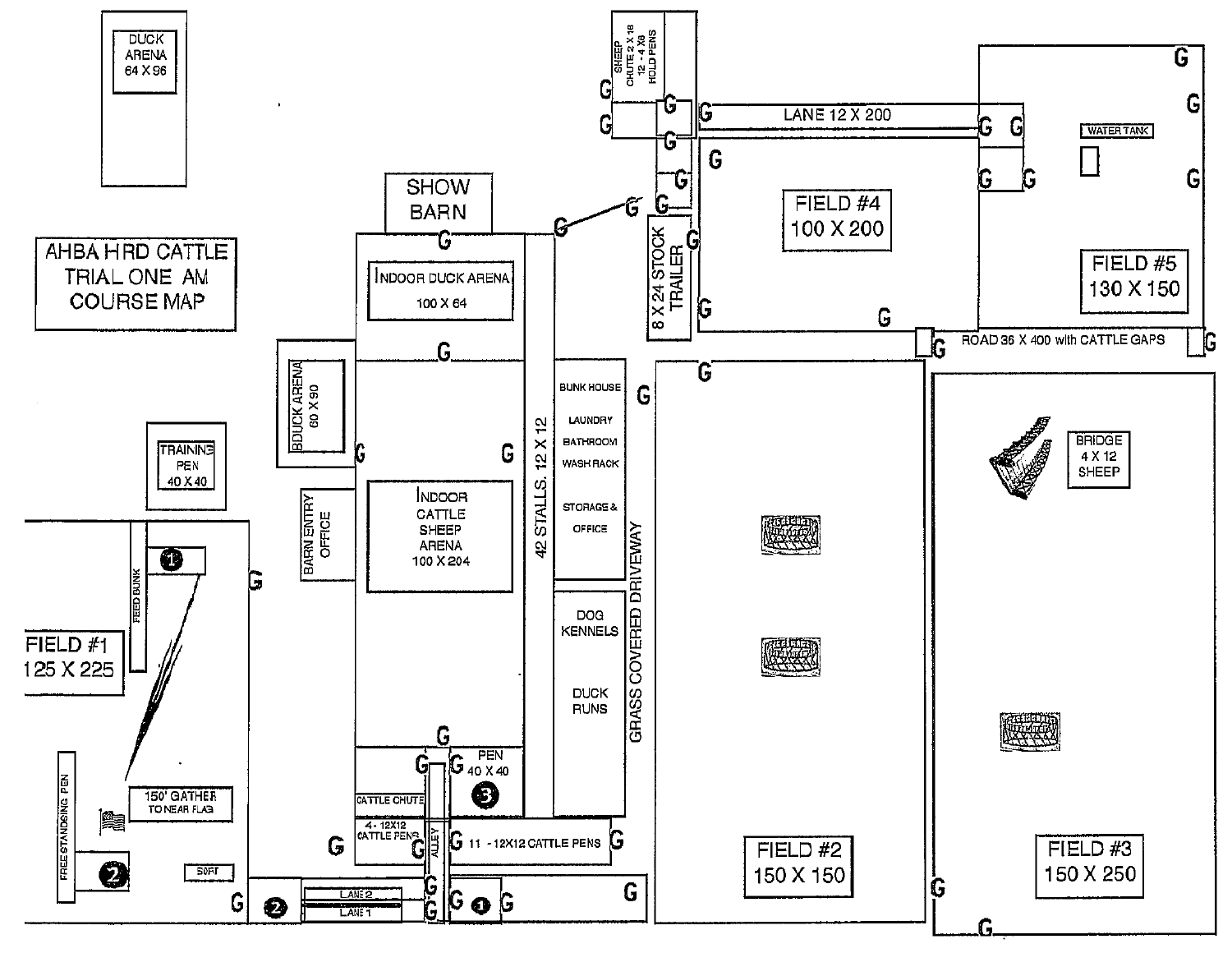# AHBA HRD CATTLE TRIAL ONE AM COURSE MAP

DUCK ARENA 64 X 96

SHOW BARN

SHEEP CHUTE 2 X 18 12 - 4 X8 HOLD PENS

LANE 12 X 200

WATER TANK

FIELD #4 100 X 200

FIELD #5 130 X 150

8 X 24 STOCK TRAILER

INDOOR DUCK ARENA 100 X 64

ROAD 36 X 400 with CATTLE GAPS

BDUCK ARENA 60 X 90

BUNK HOUSE

LAUNDRY

BATHROOM

WASH RACK

STORAGE & OFFICE

42 STALLS. 12 X 12

TRAINING PEN 40 X 40

BRIDGE 4 X 12 SHEEP

BARN ENTRY OFFICE

INDOOR CATTLE SHEEP ARENA 100 X 204

GRASS COVERED DRIVEWAY

FEED BUNK

FIELD #1 125 X 225

DOG KENNELS

DUCK RUNS

PEN 40 X 40

CATTLE CHUTE

4 - 12X12 CATTLE PENS

ALLEY

11 - 12X12 CATTLE PENS

150' GATHER TO NEAR FLAG

FREESTANDING PEN

SORT

LANE 2

LANE 1

FIELD #2 150 X 150

FIELD #3 150 X 250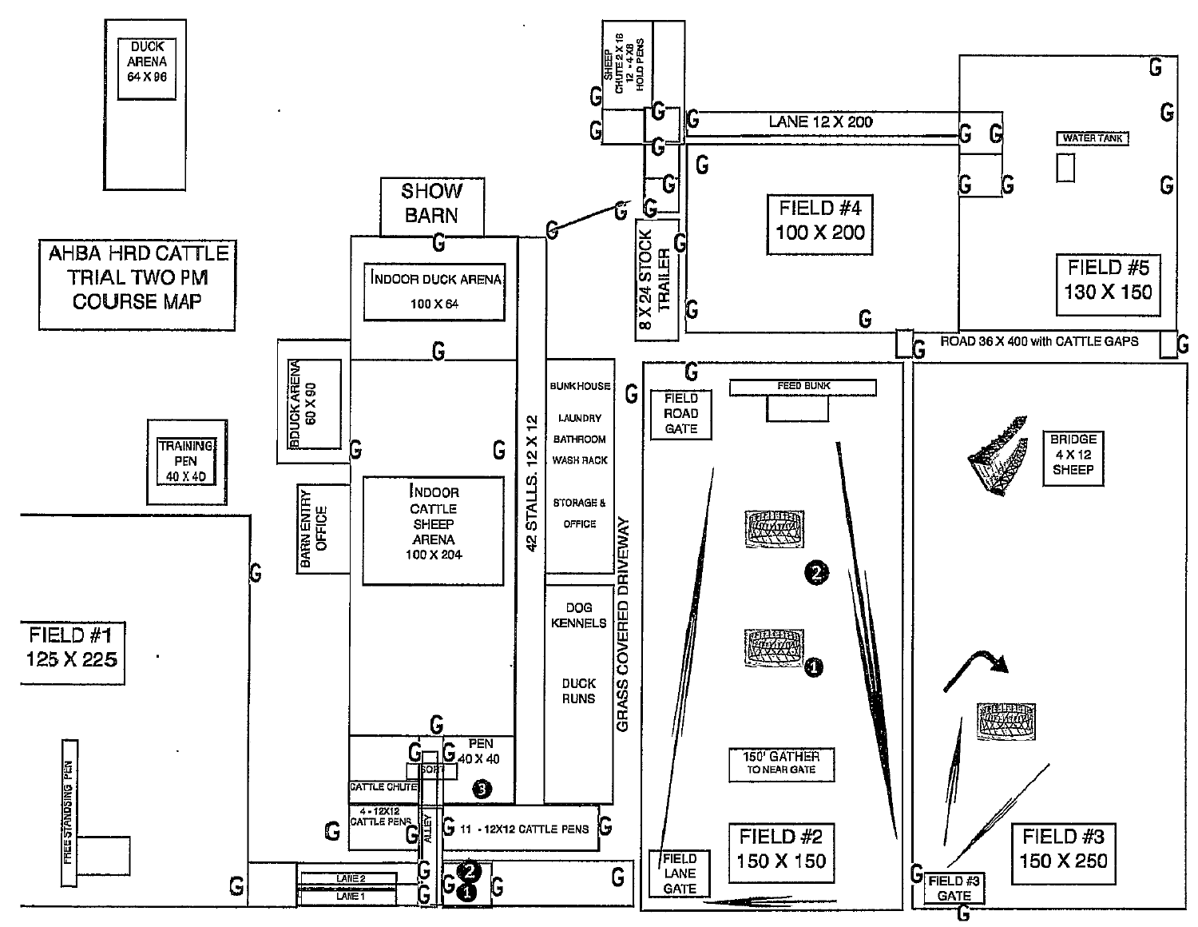# AHBA HRD CATTLE TRIAL TWO PM COURSE MAP

DUCK ARENA 64 X 96

SHOW BARN

INDOOR DUCK ARENA 100 X 64

DUCK ARENA 60 X 90

TRAINING PEN 40 X 40

BARN ENTRY OFFICE

INDOOR CATTLE SHEEP ARENA 100 X 204

42 STALLS. 12 X 12

BUNKHOUSE

LAUNDRY

BATHROOM

WASH RACK

STORAGE & OFFICE

DOG KENNELS

DUCK RUNS

GRASS COVERED DRIVEWAY

FIELD #1 125 X 225

FREESTANDING PEN

PEN 40 X 40

SORT

CATTLE CHUTE

4 - 12X12 CATTLE PENS

ALLEY

11 - 12X12 CATTLE PENS

LANE 2

LANE 1

SHEEP CHUTE 2 X 18 12 - 4 X 8 HOLD PENS

8 X 24 STOCK TRAILER

LANE 12 X 200

FIELD #4 100 X 200

WATER TANK

FIELD #5 130 X 150

ROAD 36 X 400 with CATTLE GAPS

FIELD ROAD GATE

FEED BUNK

150' GATHER TO NEAR GATE

FIELD LANE GATE

FIELD #2 150 X 150

BRIDGE 4 X 12 SHEEP

FIELD #3 GATE

FIELD #3 150 X 250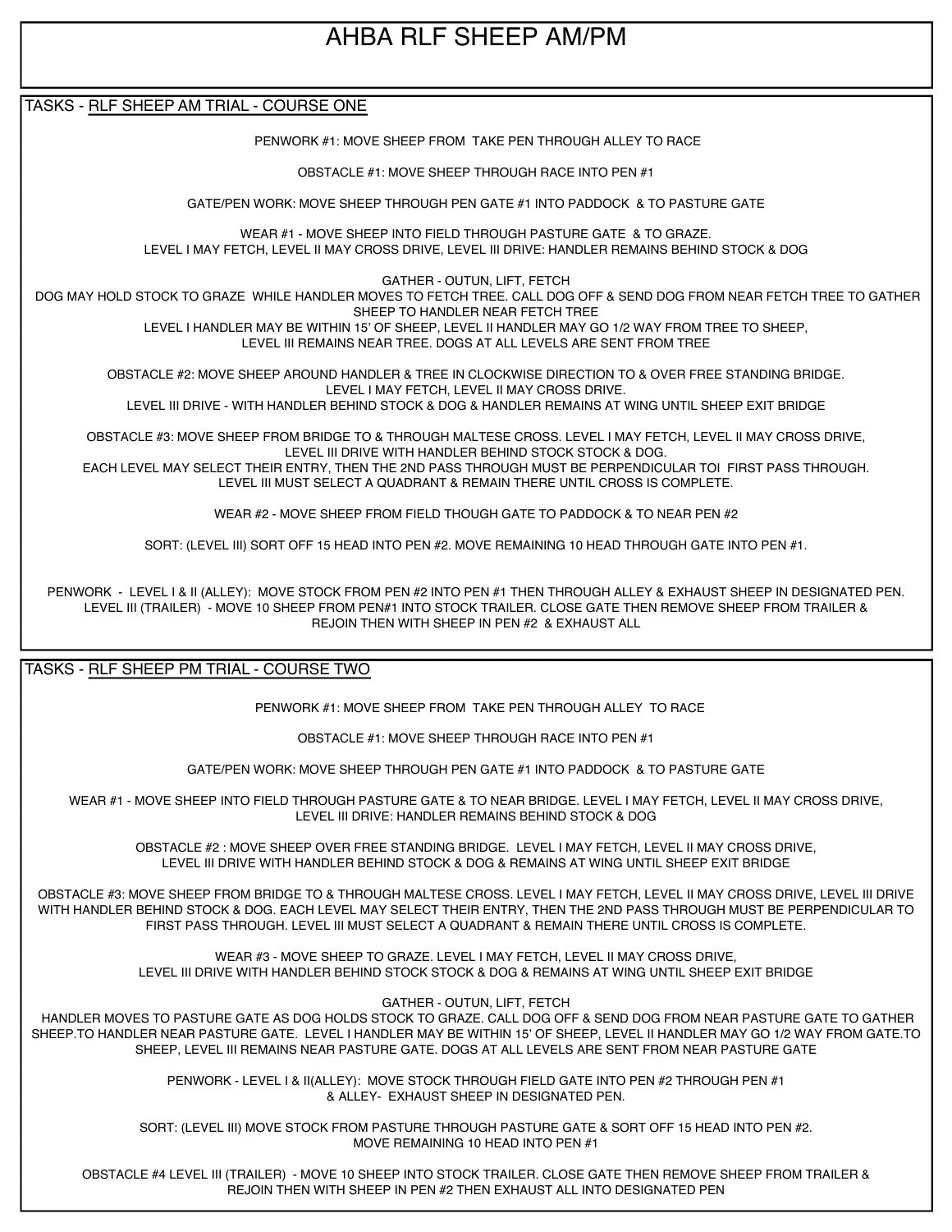# AHBA RLF SHEEP AM/PM

## TASKS - RLF SHEEP AM TRIAL - COURSE ONE

PENWORK #1: MOVE SHEEP FROM TAKE PEN THROUGH ALLEY TO RACE

OBSTACLE #1: MOVE SHEEP THROUGH RACE INTO PEN #1

GATE/PEN WORK: MOVE SHEEP THROUGH PEN GATE #1 INTO PADDOCK & TO PASTURE GATE

WEAR #1 - MOVE SHEEP INTO FIELD THROUGH PASTURE GATE & TO GRAZE.
LEVEL I MAY FETCH, LEVEL II MAY CROSS DRIVE, LEVEL III DRIVE: HANDLER REMAINS BEHIND STOCK & DOG

GATHER - OUTUN, LIFT, FETCH
DOG MAY HOLD STOCK TO GRAZE WHILE HANDLER MOVES TO FETCH TREE. CALL DOG OFF & SEND DOG FROM NEAR FETCH TREE TO GATHER SHEEP TO HANDLER NEAR FETCH TREE
LEVEL I HANDLER MAY BE WITHIN 15' OF SHEEP, LEVEL II HANDLER MAY GO 1/2 WAY FROM TREE TO SHEEP,
LEVEL III REMAINS NEAR TREE. DOGS AT ALL LEVELS ARE SENT FROM TREE

OBSTACLE #2: MOVE SHEEP AROUND HANDLER & TREE IN CLOCKWISE DIRECTION TO & OVER FREE STANDING BRIDGE.
LEVEL I MAY FETCH, LEVEL II MAY CROSS DRIVE.
LEVEL III DRIVE - WITH HANDLER BEHIND STOCK & DOG & HANDLER REMAINS AT WING UNTIL SHEEP EXIT BRIDGE

OBSTACLE #3: MOVE SHEEP FROM BRIDGE TO & THROUGH MALTESE CROSS. LEVEL I MAY FETCH, LEVEL II MAY CROSS DRIVE,
LEVEL III DRIVE WITH HANDLER BEHIND STOCK STOCK & DOG.
EACH LEVEL MAY SELECT THEIR ENTRY, THEN THE 2ND PASS THROUGH MUST BE PERPENDICULAR TOI FIRST PASS THROUGH.
LEVEL III MUST SELECT A QUADRANT & REMAIN THERE UNTIL CROSS IS COMPLETE.

WEAR #2 - MOVE SHEEP FROM FIELD THOUGH GATE TO PADDOCK & TO NEAR PEN #2

SORT: (LEVEL III) SORT OFF 15 HEAD INTO PEN #2. MOVE REMAINING 10 HEAD THROUGH GATE INTO PEN #1.

PENWORK - LEVEL I & II (ALLEY): MOVE STOCK FROM PEN #2 INTO PEN #1 THEN THROUGH ALLEY & EXHAUST SHEEP IN DESIGNATED PEN.
LEVEL III (TRAILER) - MOVE 10 SHEEP FROM PEN#1 INTO STOCK TRAILER. CLOSE GATE THEN REMOVE SHEEP FROM TRAILER &
REJOIN THEN WITH SHEEP IN PEN #2 & EXHAUST ALL

## TASKS - RLF SHEEP PM TRIAL - COURSE TWO

PENWORK #1: MOVE SHEEP FROM TAKE PEN THROUGH ALLEY TO RACE

OBSTACLE #1: MOVE SHEEP THROUGH RACE INTO PEN #1

GATE/PEN WORK: MOVE SHEEP THROUGH PEN GATE #1 INTO PADDOCK & TO PASTURE GATE

WEAR #1 - MOVE SHEEP INTO FIELD THROUGH PASTURE GATE & TO NEAR BRIDGE. LEVEL I MAY FETCH, LEVEL II MAY CROSS DRIVE,
LEVEL III DRIVE: HANDLER REMAINS BEHIND STOCK & DOG

OBSTACLE #2 : MOVE SHEEP OVER FREE STANDING BRIDGE. LEVEL I MAY FETCH, LEVEL II MAY CROSS DRIVE,
LEVEL III DRIVE WITH HANDLER BEHIND STOCK & DOG & REMAINS AT WING UNTIL SHEEP EXIT BRIDGE

OBSTACLE #3: MOVE SHEEP FROM BRIDGE TO & THROUGH MALTESE CROSS. LEVEL I MAY FETCH, LEVEL II MAY CROSS DRIVE, LEVEL III DRIVE WITH HANDLER BEHIND STOCK & DOG. EACH LEVEL MAY SELECT THEIR ENTRY, THEN THE 2ND PASS THROUGH MUST BE PERPENDICULAR TO FIRST PASS THROUGH. LEVEL III MUST SELECT A QUADRANT & REMAIN THERE UNTIL CROSS IS COMPLETE.

WEAR #3 - MOVE SHEEP TO GRAZE. LEVEL I MAY FETCH, LEVEL II MAY CROSS DRIVE,
LEVEL III DRIVE WITH HANDLER BEHIND STOCK STOCK & DOG & REMAINS AT WING UNTIL SHEEP EXIT BRIDGE

GATHER - OUTUN, LIFT, FETCH
HANDLER MOVES TO PASTURE GATE AS DOG HOLDS STOCK TO GRAZE. CALL DOG OFF & SEND DOG FROM NEAR PASTURE GATE TO GATHER SHEEP.TO HANDLER NEAR PASTURE GATE. LEVEL I HANDLER MAY BE WITHIN 15' OF SHEEP, LEVEL II HANDLER MAY GO 1/2 WAY FROM GATE.TO SHEEP, LEVEL III REMAINS NEAR PASTURE GATE. DOGS AT ALL LEVELS ARE SENT FROM NEAR PASTURE GATE

PENWORK - LEVEL I & II(ALLEY): MOVE STOCK THROUGH FIELD GATE INTO PEN #2 THROUGH PEN #1
& ALLEY- EXHAUST SHEEP IN DESIGNATED PEN.

SORT: (LEVEL III) MOVE STOCK FROM PASTURE THROUGH PASTURE GATE & SORT OFF 15 HEAD INTO PEN #2.
MOVE REMAINING 10 HEAD INTO PEN #1

OBSTACLE #4 LEVEL III (TRAILER) - MOVE 10 SHEEP INTO STOCK TRAILER. CLOSE GATE THEN REMOVE SHEEP FROM TRAILER &
REJOIN THEN WITH SHEEP IN PEN #2 THEN EXHAUST ALL INTO DESIGNATED PEN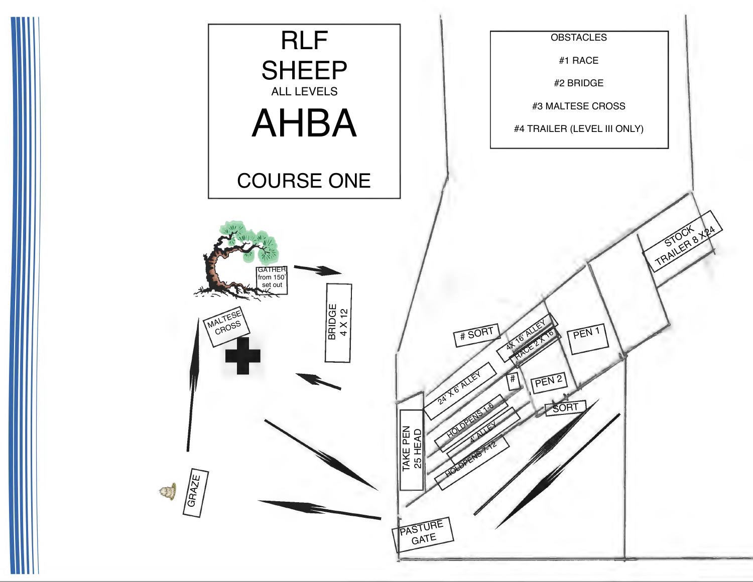# RLF SHEEP

ALL LEVELS

# AHBA

## COURSE ONE

OBSTACLES

#1 RACE

#2 BRIDGE

#3 MALTESE CROSS

#4 TRAILER (LEVEL III ONLY)

GATHER from 150' set out

BRIDGE 4 X 12

MALTESE CROSS

GRAZE

PASTURE GATE

TAKE PEN 25 HEAD

24' X 6' ALLEY

HOLDPENS 1-6

4' ALLEY

HOLDPENS 7-12

# SORT

4X 16' ALLEY

RACE 2 X 16

#

PEN 1

PEN 2

SORT

STOCK TRAILER 8 X24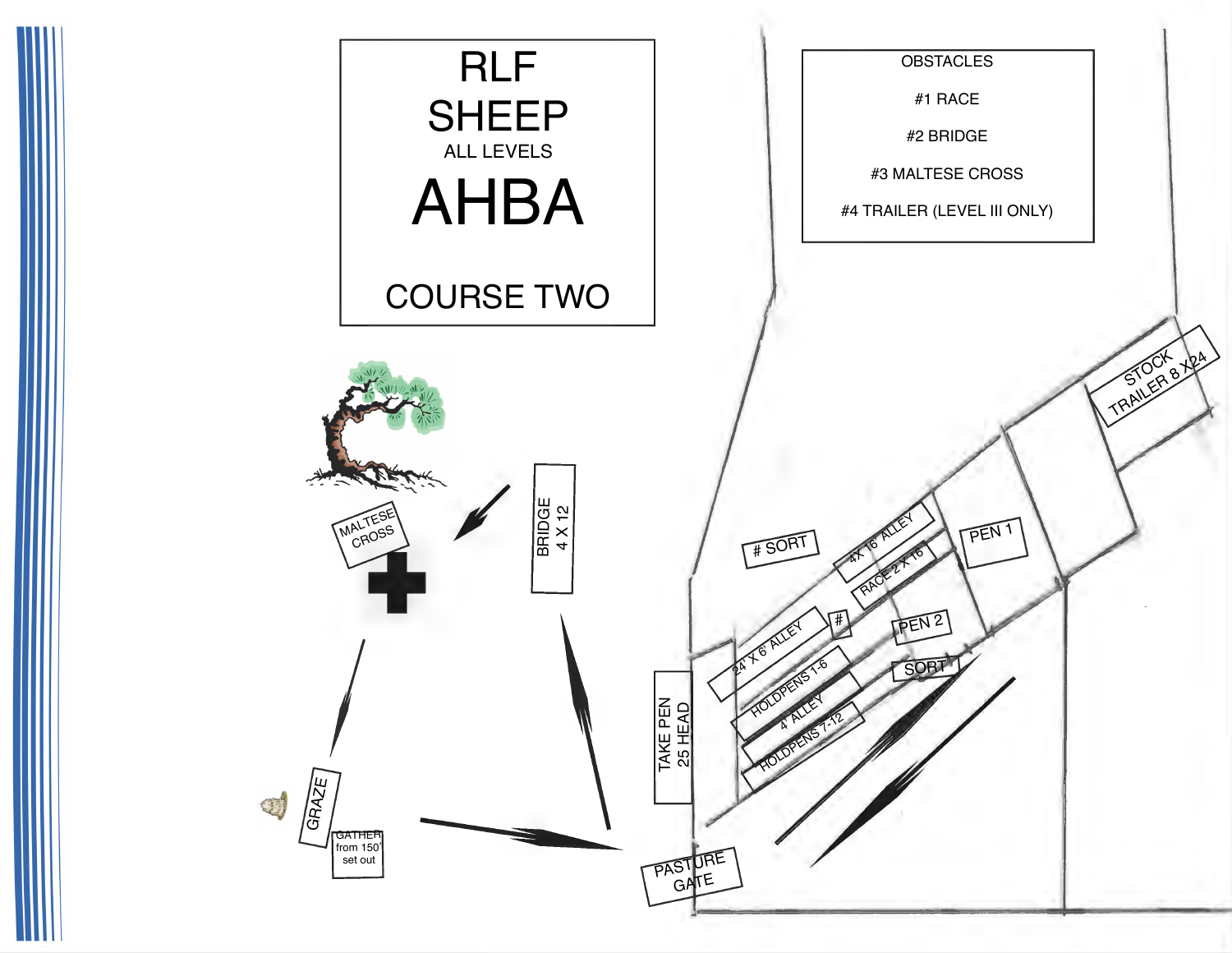# RLF SHEEP

ALL LEVELS

# AHBA

## COURSE TWO

OBSTACLES

#1 RACE

#2 BRIDGE

#3 MALTESE CROSS

#4 TRAILER (LEVEL III ONLY)

MALTESE CROSS

BRIDGE 4 X 12

GRAZE

GATHER from 150' set out

PASTURE GATE

TAKE PEN 25 HEAD

# SORT

4X 16' ALLEY

RACE 2 X 16

PEN 1

STOCK TRAILER 8 X24

24' X 6' ALLEY

#

PEN 2

HOLDPENS 1-6

4' ALLEY

HOLDPENS 7-12

SORT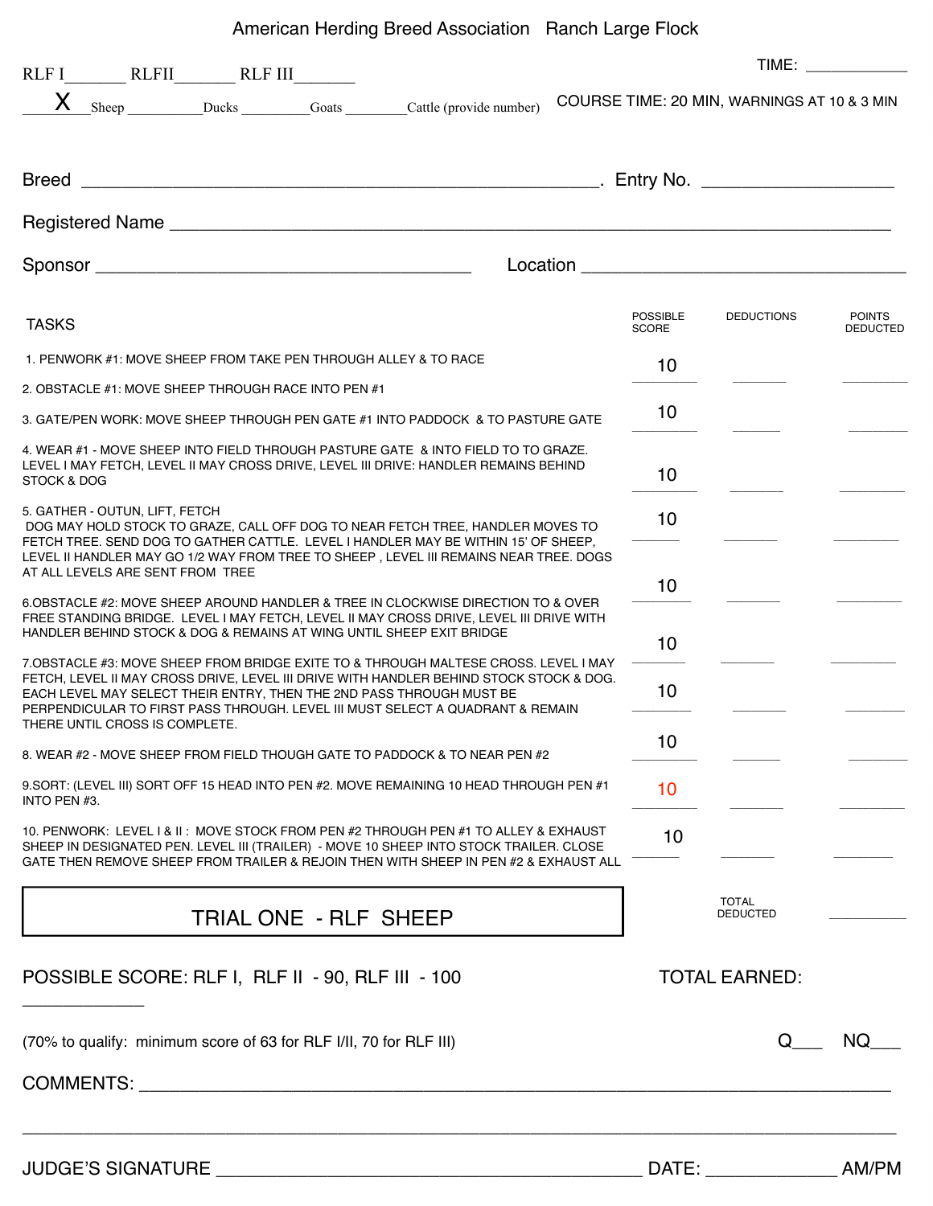# American Herding Breed Association   Ranch Large Flock

RLF I_______ RLFII_______ RLF III_______

TIME: ____________

____X____Sheep __________Ducks _________Goats ________Cattle (provide number)

COURSE TIME: 20 MIN, WARNINGS AT 10 & 3 MIN

Breed ______________________________________________. Entry No. ________________

Registered Name ________________________________________________________________

Sponsor ________________________________ Location ______________________________

| TASKS | POSSIBLE SCORE | DEDUCTIONS | POINTS DEDUCTED |
|---|---|---|---|
| 1. PENWORK #1: MOVE SHEEP FROM TAKE PEN THROUGH ALLEY & TO RACE | 10 | | |
| 2. OBSTACLE #1: MOVE SHEEP THROUGH RACE INTO PEN #1 | | | |
| 3. GATE/PEN WORK: MOVE SHEEP THROUGH PEN GATE #1 INTO PADDOCK & TO PASTURE GATE | 10 | | |
| 4. WEAR #1 - MOVE SHEEP INTO FIELD THROUGH PASTURE GATE & INTO FIELD TO TO GRAZE. LEVEL I MAY FETCH, LEVEL II MAY CROSS DRIVE, LEVEL III DRIVE: HANDLER REMAINS BEHIND STOCK & DOG | 10 | | |
| 5. GATHER - OUTUN, LIFT, FETCH DOG MAY HOLD STOCK TO GRAZE, CALL OFF DOG TO NEAR FETCH TREE, HANDLER MOVES TO FETCH TREE. SEND DOG TO GATHER CATTLE. LEVEL I HANDLER MAY BE WITHIN 15' OF SHEEP, LEVEL II HANDLER MAY GO 1/2 WAY FROM TREE TO SHEEP , LEVEL III REMAINS NEAR TREE. DOGS AT ALL LEVELS ARE SENT FROM TREE | 10 | | |
| 6.OBSTACLE #2: MOVE SHEEP AROUND HANDLER & TREE IN CLOCKWISE DIRECTION TO & OVER FREE STANDING BRIDGE. LEVEL I MAY FETCH, LEVEL II MAY CROSS DRIVE, LEVEL III DRIVE WITH HANDLER BEHIND STOCK & DOG & REMAINS AT WING UNTIL SHEEP EXIT BRIDGE | 10 | | |
| 7.OBSTACLE #3: MOVE SHEEP FROM BRIDGE EXITE TO & THROUGH MALTESE CROSS. LEVEL I MAY FETCH, LEVEL II MAY CROSS DRIVE, LEVEL III DRIVE WITH HANDLER BEHIND STOCK STOCK & DOG. EACH LEVEL MAY SELECT THEIR ENTRY, THEN THE 2ND PASS THROUGH MUST BE PERPENDICULAR TO FIRST PASS THROUGH. LEVEL III MUST SELECT A QUADRANT & REMAIN THERE UNTIL CROSS IS COMPLETE. | 10 | | |
| | 10 | | |
| 8. WEAR #2 - MOVE SHEEP FROM FIELD THOUGH GATE TO PADDOCK & TO NEAR PEN #2 | 10 | | |
| 9.SORT: (LEVEL III) SORT OFF 15 HEAD INTO PEN #2. MOVE REMAINING 10 HEAD THROUGH PEN #1 INTO PEN #3. | 10 | | |
| 10. PENWORK: LEVEL I & II : MOVE STOCK FROM PEN #2 THROUGH PEN #1 TO ALLEY & EXHAUST SHEEP IN DESIGNATED PEN. LEVEL III (TRAILER) - MOVE 10 SHEEP INTO STOCK TRAILER. CLOSE GATE THEN REMOVE SHEEP FROM TRAILER & REJOIN THEN WITH SHEEP IN PEN #2 & EXHAUST ALL | 10 | | |

**TRIAL ONE - RLF SHEEP**

TOTAL DEDUCTED ___________

POSSIBLE SCORE: RLF I, RLF II - 90, RLF III - 100 ____________

TOTAL EARNED:

(70% to qualify: minimum score of 63 for RLF I/II, 70 for RLF III)

Q___ NQ___

COMMENTS: ______________________________________________________________________

_______________________________________________________________________________

JUDGE'S SIGNATURE ________________________________________ DATE: _____________ AM/PM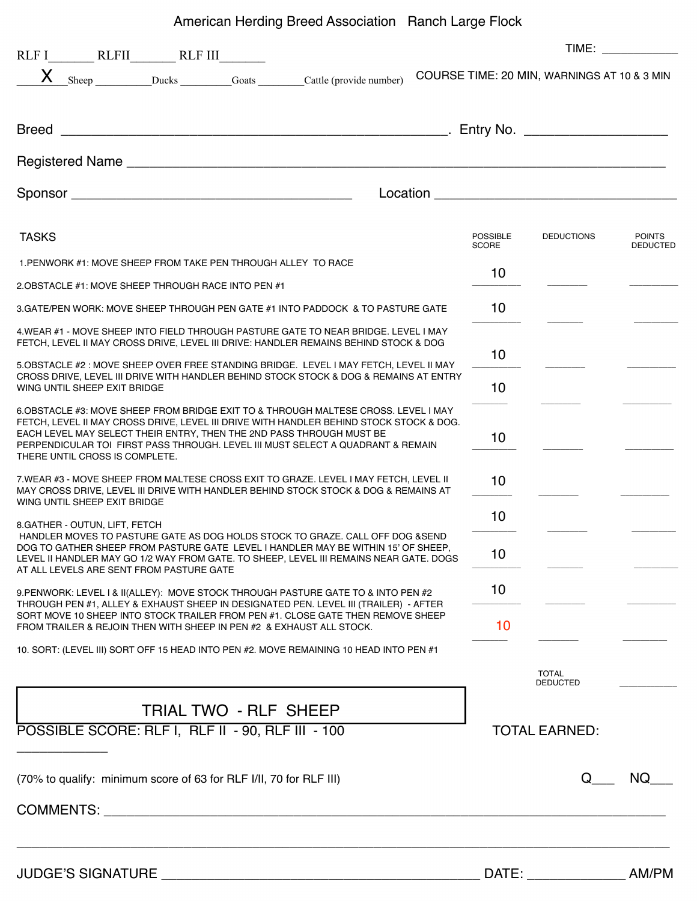American Herding Breed Association   Ranch Large Flock

RLF I_______ RLFII_______ RLF III_______

TIME: ____________

__X__ Sheep __________ Ducks _________ Goats ________ Cattle (provide number)

COURSE TIME: 20 MIN, WARNINGS AT 10 & 3 MIN

Breed ________________________________________________. Entry No. ___________________

Registered Name ________________________________________________________________

Sponsor ______________________________________ Location _________________________________

| TASKS | POSSIBLE SCORE | DEDUCTIONS | POINTS DEDUCTED |
|---|---|---|---|
| 1.PENWORK #1: MOVE SHEEP FROM TAKE PEN THROUGH ALLEY TO RACE<br>2.OBSTACLE #1: MOVE SHEEP THROUGH RACE INTO PEN #1 | 10 | | |
| 3.GATE/PEN WORK: MOVE SHEEP THROUGH PEN GATE #1 INTO PADDOCK & TO PASTURE GATE | 10 | | |
| 4.WEAR #1 - MOVE SHEEP INTO FIELD THROUGH PASTURE GATE TO NEAR BRIDGE. LEVEL I MAY FETCH, LEVEL II MAY CROSS DRIVE, LEVEL III DRIVE: HANDLER REMAINS BEHIND STOCK & DOG | 10 | | |
| 5.OBSTACLE #2 : MOVE SHEEP OVER FREE STANDING BRIDGE. LEVEL I MAY FETCH, LEVEL II MAY CROSS DRIVE, LEVEL III DRIVE WITH HANDLER BEHIND STOCK STOCK & DOG & REMAINS AT ENTRY WING UNTIL SHEEP EXIT BRIDGE | 10 | | |
| 6.OBSTACLE #3: MOVE SHEEP FROM BRIDGE EXIT TO & THROUGH MALTESE CROSS. LEVEL I MAY FETCH, LEVEL II MAY CROSS DRIVE, LEVEL III DRIVE WITH HANDLER BEHIND STOCK STOCK & DOG. EACH LEVEL MAY SELECT THEIR ENTRY, THEN THE 2ND PASS THROUGH MUST BE PERPENDICULAR TOI FIRST PASS THROUGH. LEVEL III MUST SELECT A QUADRANT & REMAIN THERE UNTIL CROSS IS COMPLETE. | 10 | | |
| 7.WEAR #3 - MOVE SHEEP FROM MALTESE CROSS EXIT TO GRAZE. LEVEL I MAY FETCH, LEVEL II MAY CROSS DRIVE, LEVEL III DRIVE WITH HANDLER BEHIND STOCK STOCK & DOG & REMAINS AT WING UNTIL SHEEP EXIT BRIDGE | 10 | | |
| 8.GATHER - OUTUN, LIFT, FETCH<br>HANDLER MOVES TO PASTURE GATE AS DOG HOLDS STOCK TO GRAZE. CALL OFF DOG &SEND DOG TO GATHER SHEEP FROM PASTURE GATE LEVEL I HANDLER MAY BE WITHIN 15' OF SHEEP, LEVEL II HANDLER MAY GO 1/2 WAY FROM GATE. TO SHEEP, LEVEL III REMAINS NEAR GATE. DOGS AT ALL LEVELS ARE SENT FROM PASTURE GATE | 10 | | |
| | 10 | | |
| 9.PENWORK: LEVEL I & II(ALLEY): MOVE STOCK THROUGH PASTURE GATE TO & INTO PEN #2 THROUGH PEN #1, ALLEY & EXHAUST SHEEP IN DESIGNATED PEN. LEVEL III (TRAILER) - AFTER SORT MOVE 10 SHEEP INTO STOCK TRAILER FROM PEN #1. CLOSE GATE THEN REMOVE SHEEP FROM TRAILER & REJOIN THEN WITH SHEEP IN PEN #2 & EXHAUST ALL STOCK. | 10 | | |
| 10. SORT: (LEVEL III) SORT OFF 15 HEAD INTO PEN #2. MOVE REMAINING 10 HEAD INTO PEN #1 | 10 | | |
| | | TOTAL DEDUCTED | ___________ |

**TRIAL TWO - RLF SHEEP**

POSSIBLE SCORE: RLF I, RLF II - 90, RLF III - 100

TOTAL EARNED: _____________

(70% to qualify: minimum score of 63 for RLF I/II, 70 for RLF III)

Q___ NQ___

COMMENTS: ___________________________________________________________________________

_____________________________________________________________________________________

JUDGE'S SIGNATURE ____________________________________________ DATE: _____________ AM/PM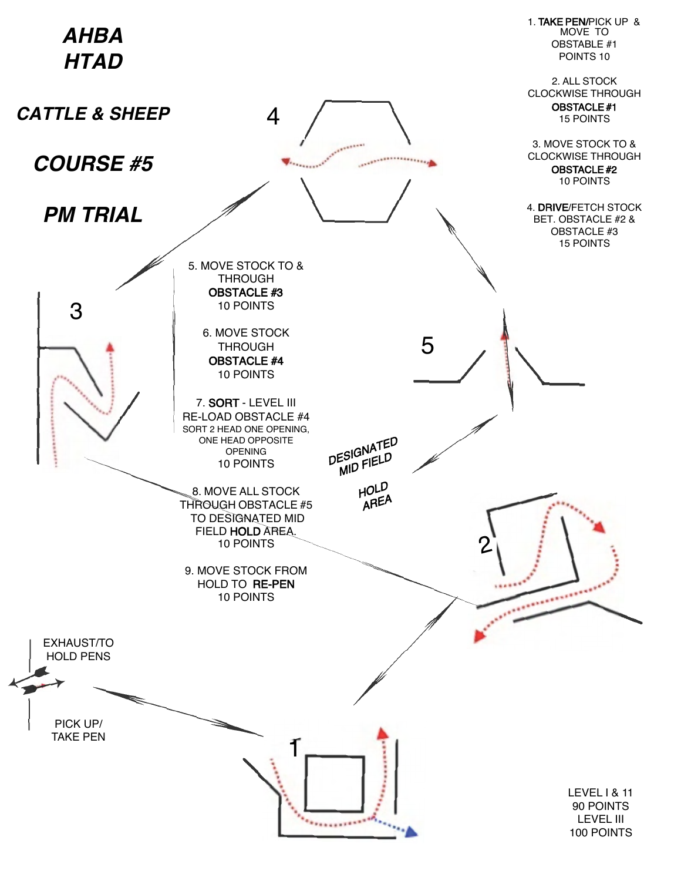# AHBA HTAD

## CATTLE & SHEEP

## COURSE #5

## PM TRIAL

1. **TAKE PEN**/PICK UP & MOVE TO OBSTABLE #1
   POINTS 10

2. ALL STOCK CLOCKWISE THROUGH **OBSTACLE #1**
   15 POINTS

3. MOVE STOCK TO & CLOCKWISE THROUGH **OBSTACLE #2**
   10 POINTS

4. **DRIVE**/FETCH STOCK BET. OBSTACLE #2 & OBSTACLE #3
   15 POINTS

5. MOVE STOCK TO & THROUGH **OBSTACLE #3**
   10 POINTS

6. MOVE STOCK THROUGH **OBSTACLE #4**
   10 POINTS

7. **SORT** - LEVEL III RE-LOAD OBSTACLE #4
   SORT 2 HEAD ONE OPENING, ONE HEAD OPPOSITE OPENING
   10 POINTS

8. MOVE ALL STOCK THROUGH OBSTACLE #5 TO DESIGNATED MID FIELD **HOLD** AREA.
   10 POINTS

9. MOVE STOCK FROM HOLD TO **RE-PEN**
   10 POINTS

4

3

5

2

1

DESIGNATED MID FIELD

HOLD AREA

EXHAUST/TO HOLD PENS

PICK UP/ TAKE PEN

LEVEL I & 11
90 POINTS
LEVEL III
100 POINTS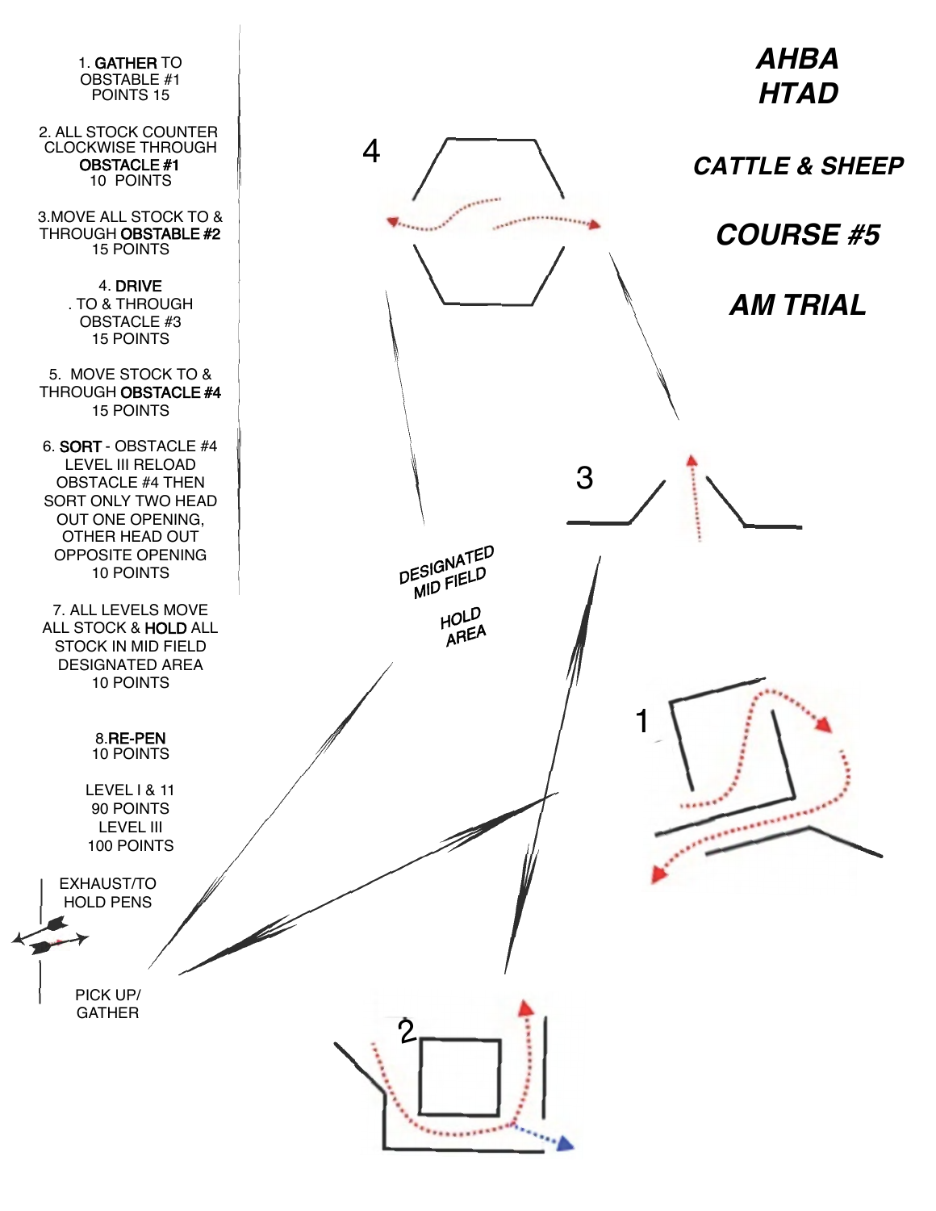# AHBA HTAD

## CATTLE & SHEEP

## COURSE #5

## AM TRIAL

1. **GATHER** TO OBSTABLE #1
   POINTS 15

2. ALL STOCK COUNTER CLOCKWISE THROUGH **OBSTACLE #1**
   10 POINTS

3. MOVE ALL STOCK TO & THROUGH **OBSTABLE #2**
   15 POINTS

4. **DRIVE**
   . TO & THROUGH OBSTACLE #3
   15 POINTS

5. MOVE STOCK TO & THROUGH **OBSTACLE #4**
   15 POINTS

6. **SORT** - OBSTACLE #4 LEVEL III RELOAD OBSTACLE #4 THEN SORT ONLY TWO HEAD OUT ONE OPENING, OTHER HEAD OUT OPPOSITE OPENING
   10 POINTS

7. ALL LEVELS MOVE ALL STOCK & **HOLD** ALL STOCK IN MID FIELD DESIGNATED AREA
   10 POINTS

8. **RE-PEN**
   10 POINTS

LEVEL I & 11
90 POINTS
LEVEL III
100 POINTS

EXHAUST/TO HOLD PENS

PICK UP/ GATHER

DESIGNATED MID FIELD

HOLD AREA

1

2

3

4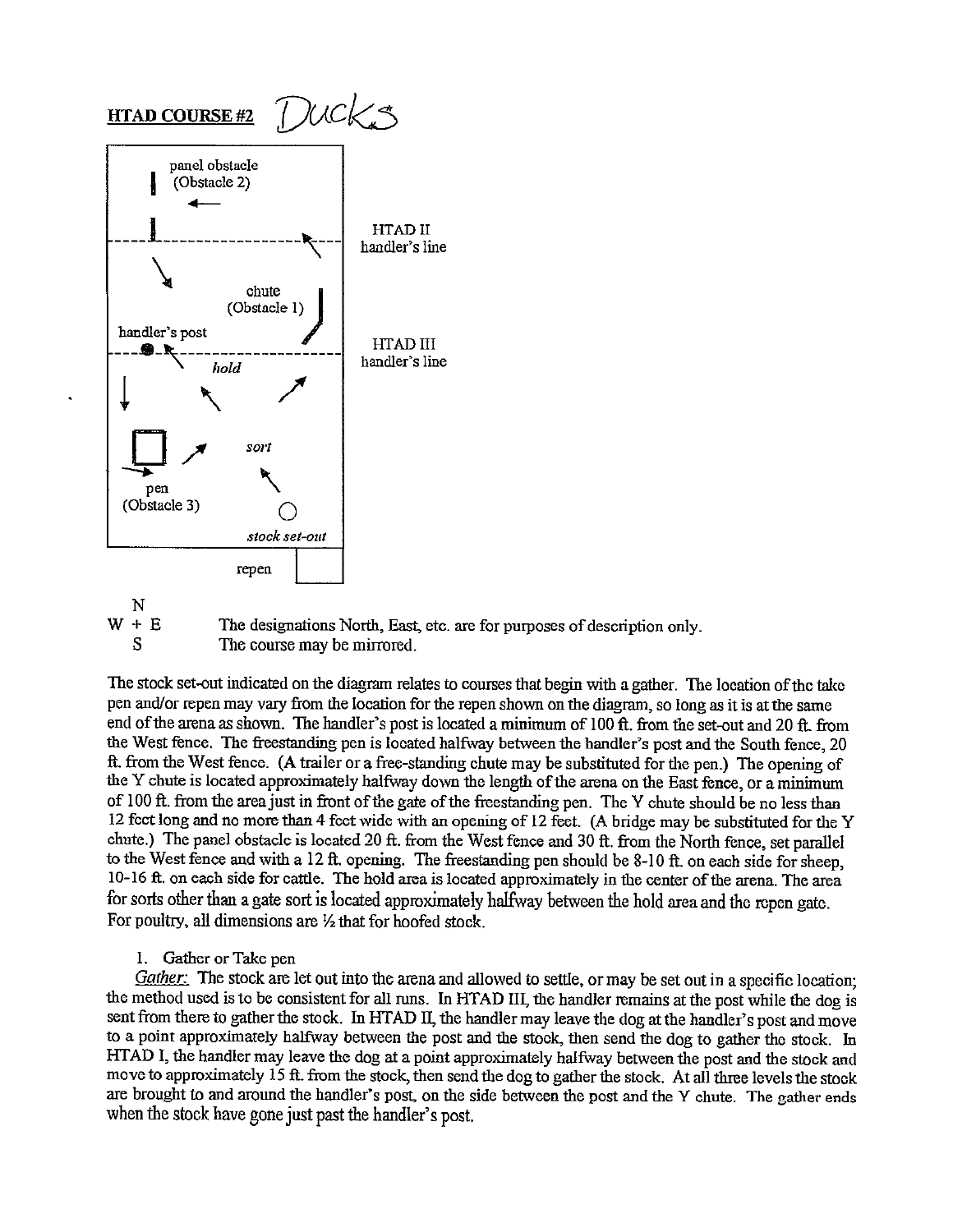**HTAD COURSE #2** Ducks

panel obstacle
(Obstacle 2)

HTAD II
handler's line

chute
(Obstacle 1)

handler's post

HTAD III
handler's line

*hold*

*sort*

pen
(Obstacle 3)

*stock set-out*

repen

N
W + E
S

The designations North, East, etc. are for purposes of description only.
The course may be mirrored.

The stock set-out indicated on the diagram relates to courses that begin with a gather. The location of the take pen and/or repen may vary from the location for the repen shown on the diagram, so long as it is at the same end of the arena as shown. The handler's post is located a minimum of 100 ft. from the set-out and 20 ft. from the West fence. The freestanding pen is located halfway between the handler's post and the South fence, 20 ft. from the West fence. (A trailer or a free-standing chute may be substituted for the pen.) The opening of the Y chute is located approximately halfway down the length of the arena on the East fence, or a minimum of 100 ft. from the area just in front of the gate of the freestanding pen. The Y chute should be no less than 12 feet long and no more than 4 feet wide with an opening of 12 feet. (A bridge may be substituted for the Y chute.) The panel obstacle is located 20 ft. from the West fence and 30 ft. from the North fence, set parallel to the West fence and with a 12 ft. opening. The freestanding pen should be 8-10 ft. on each side for sheep, 10-16 ft. on each side for cattle. The hold area is located approximately in the center of the arena. The area for sorts other than a gate sort is located approximately halfway between the hold area and the repen gate. For poultry, all dimensions are ½ that for hoofed stock.

1. Gather or Take pen

*Gather:* The stock are let out into the arena and allowed to settle, or may be set out in a specific location; the method used is to be consistent for all runs. In HTAD III, the handler remains at the post while the dog is sent from there to gather the stock. In HTAD II, the handler may leave the dog at the handler's post and move to a point approximately halfway between the post and the stock, then send the dog to gather the stock. In HTAD I, the handler may leave the dog at a point approximately halfway between the post and the stock and move to approximately 15 ft. from the stock, then send the dog to gather the stock. At all three levels the stock are brought to and around the handler's post, on the side between the post and the Y chute. The gather ends when the stock have gone just past the handler's post.